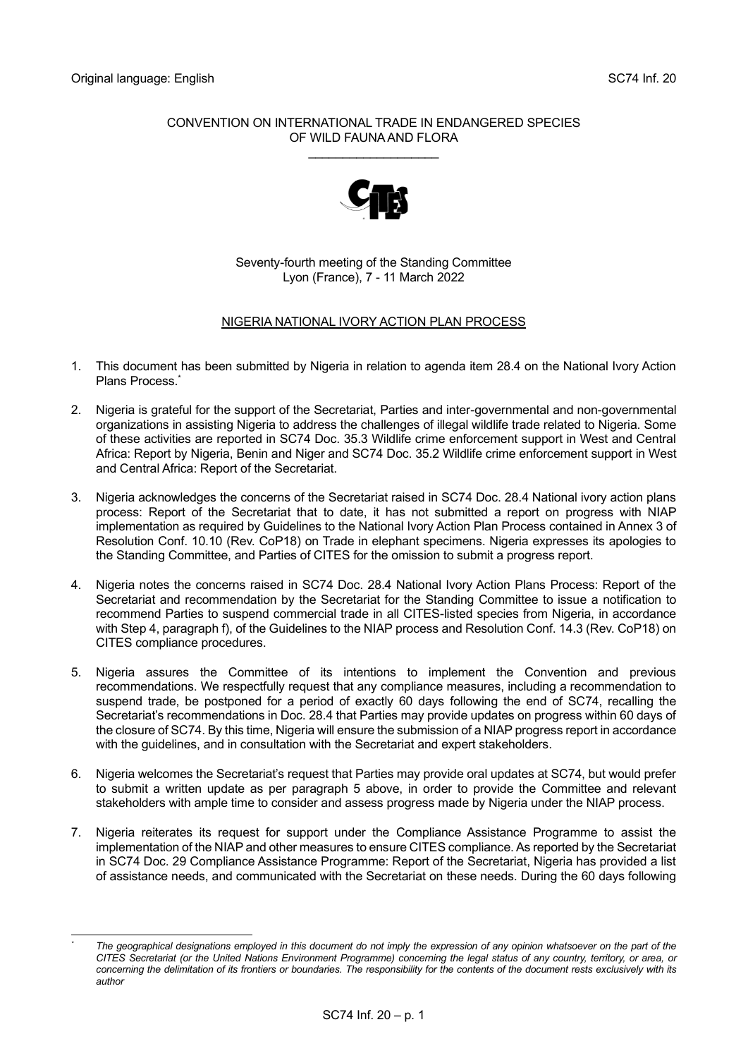Original language: English

SC74 Inf. 20

CONVENTION ON INTERNATIONAL TRADE IN ENDANGERED SPECIES OF WILD FAUNA AND FLORA

\_\_\_\_\_\_\_\_\_\_\_\_\_\_\_\_\_\_\_\_

Seventy-fourth meeting of the Standing Committee
Lyon (France), 7 - 11 March 2022

NIGERIA NATIONAL IVORY ACTION PLAN PROCESS

1. This document has been submitted by Nigeria in relation to agenda item 28.4 on the National Ivory Action Plans Process.*

2. Nigeria is grateful for the support of the Secretariat, Parties and inter-governmental and non-governmental organizations in assisting Nigeria to address the challenges of illegal wildlife trade related to Nigeria. Some of these activities are reported in SC74 Doc. 35.3 Wildlife crime enforcement support in West and Central Africa: Report by Nigeria, Benin and Niger and SC74 Doc. 35.2 Wildlife crime enforcement support in West and Central Africa: Report of the Secretariat.

3. Nigeria acknowledges the concerns of the Secretariat raised in SC74 Doc. 28.4 National ivory action plans process: Report of the Secretariat that to date, it has not submitted a report on progress with NIAP implementation as required by Guidelines to the National Ivory Action Plan Process contained in Annex 3 of Resolution Conf. 10.10 (Rev. CoP18) on Trade in elephant specimens. Nigeria expresses its apologies to the Standing Committee, and Parties of CITES for the omission to submit a progress report.

4. Nigeria notes the concerns raised in SC74 Doc. 28.4 National Ivory Action Plans Process: Report of the Secretariat and recommendation by the Secretariat for the Standing Committee to issue a notification to recommend Parties to suspend commercial trade in all CITES-listed species from Nigeria, in accordance with Step 4, paragraph f), of the Guidelines to the NIAP process and Resolution Conf. 14.3 (Rev. CoP18) on CITES compliance procedures.

5. Nigeria assures the Committee of its intentions to implement the Convention and previous recommendations. We respectfully request that any compliance measures, including a recommendation to suspend trade, be postponed for a period of exactly 60 days following the end of SC74, recalling the Secretariat's recommendations in Doc. 28.4 that Parties may provide updates on progress within 60 days of the closure of SC74. By this time, Nigeria will ensure the submission of a NIAP progress report in accordance with the guidelines, and in consultation with the Secretariat and expert stakeholders.

6. Nigeria welcomes the Secretariat's request that Parties may provide oral updates at SC74, but would prefer to submit a written update as per paragraph 5 above, in order to provide the Committee and relevant stakeholders with ample time to consider and assess progress made by Nigeria under the NIAP process.

7. Nigeria reiterates its request for support under the Compliance Assistance Programme to assist the implementation of the NIAP and other measures to ensure CITES compliance. As reported by the Secretariat in SC74 Doc. 29 Compliance Assistance Programme: Report of the Secretariat, Nigeria has provided a list of assistance needs, and communicated with the Secretariat on these needs. During the 60 days following

\* *The geographical designations employed in this document do not imply the expression of any opinion whatsoever on the part of the CITES Secretariat (or the United Nations Environment Programme) concerning the legal status of any country, territory, or area, or concerning the delimitation of its frontiers or boundaries. The responsibility for the contents of the document rests exclusively with its author*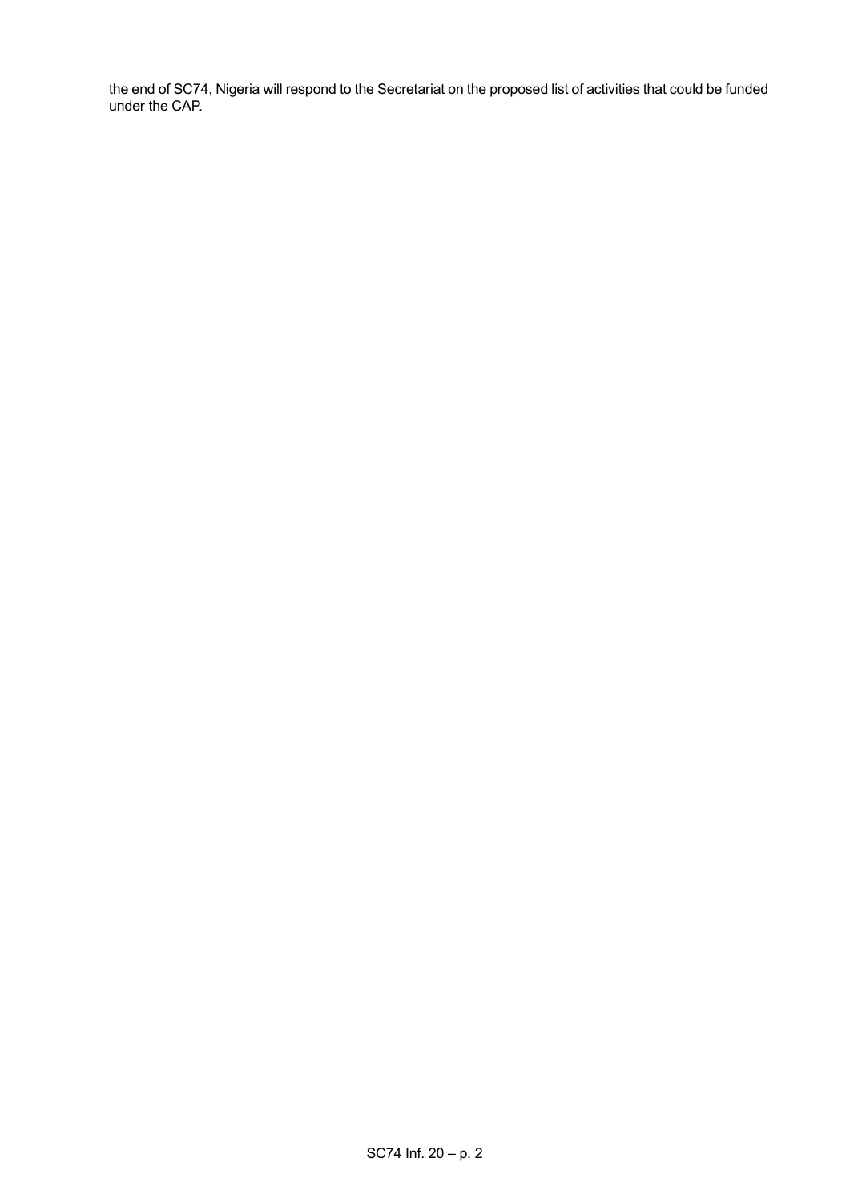the end of SC74, Nigeria will respond to the Secretariat on the proposed list of activities that could be funded under the CAP.